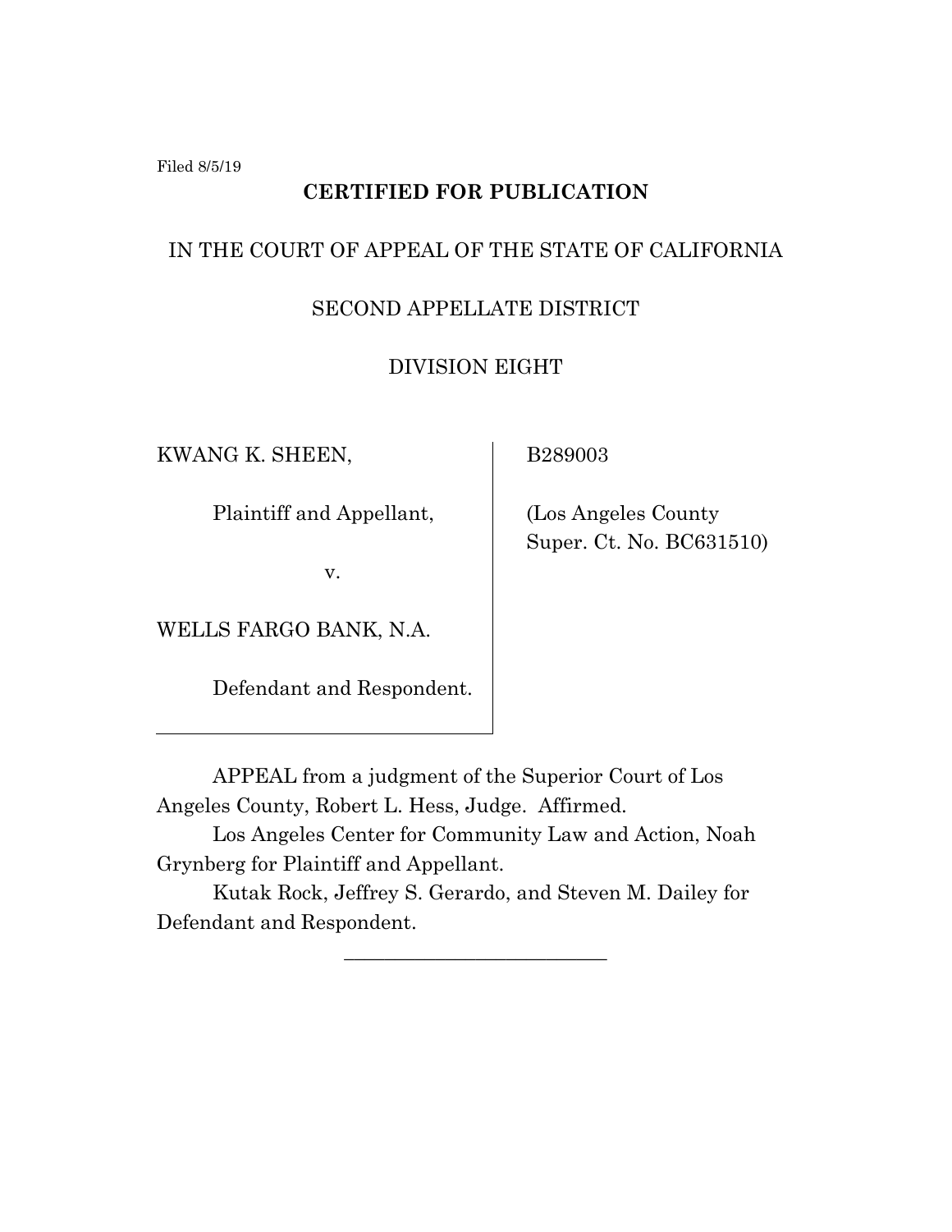Filed 8/5/19

**CERTIFIED FOR PUBLICATION**

IN THE COURT OF APPEAL OF THE STATE OF CALIFORNIA

SECOND APPELLATE DISTRICT

DIVISION EIGHT

| | |
|---|---|
| KWANG K. SHEEN,<br><br>Plaintiff and Appellant,<br><br>v.<br><br>WELLS FARGO BANK, N.A.<br><br>Defendant and Respondent. | B289003<br><br>(Los Angeles County Super. Ct. No. BC631510) |

APPEAL from a judgment of the Superior Court of Los Angeles County, Robert L. Hess, Judge. Affirmed.

Los Angeles Center for Community Law and Action, Noah Grynberg for Plaintiff and Appellant.

Kutak Rock, Jeffrey S. Gerardo, and Steven M. Dailey for Defendant and Respondent.

\_\_\_\_\_\_\_\_\_\_\_\_\_\_\_\_\_\_\_\_\_\_\_\_\_\_\_\_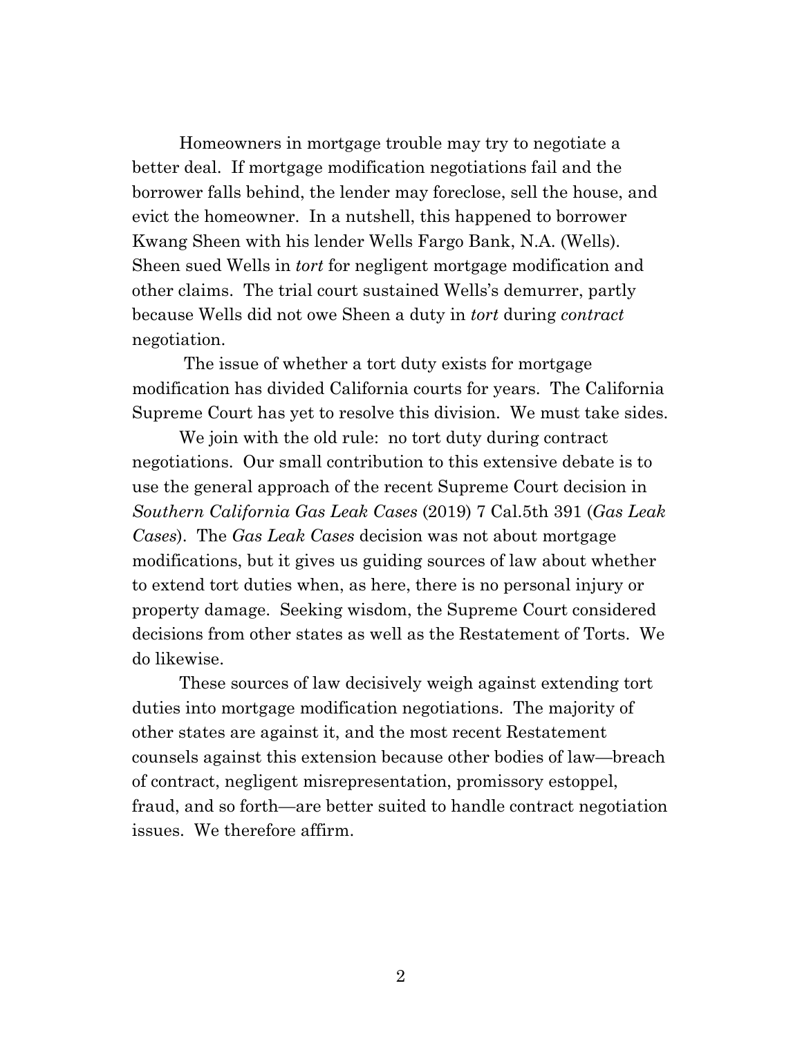Homeowners in mortgage trouble may try to negotiate a better deal. If mortgage modification negotiations fail and the borrower falls behind, the lender may foreclose, sell the house, and evict the homeowner. In a nutshell, this happened to borrower Kwang Sheen with his lender Wells Fargo Bank, N.A. (Wells). Sheen sued Wells in *tort* for negligent mortgage modification and other claims. The trial court sustained Wells's demurrer, partly because Wells did not owe Sheen a duty in *tort* during *contract* negotiation.

The issue of whether a tort duty exists for mortgage modification has divided California courts for years. The California Supreme Court has yet to resolve this division. We must take sides.

We join with the old rule: no tort duty during contract negotiations. Our small contribution to this extensive debate is to use the general approach of the recent Supreme Court decision in *Southern California Gas Leak Cases* (2019) 7 Cal.5th 391 (*Gas Leak Cases*). The *Gas Leak Cases* decision was not about mortgage modifications, but it gives us guiding sources of law about whether to extend tort duties when, as here, there is no personal injury or property damage. Seeking wisdom, the Supreme Court considered decisions from other states as well as the Restatement of Torts. We do likewise.

These sources of law decisively weigh against extending tort duties into mortgage modification negotiations. The majority of other states are against it, and the most recent Restatement counsels against this extension because other bodies of law—breach of contract, negligent misrepresentation, promissory estoppel, fraud, and so forth—are better suited to handle contract negotiation issues. We therefore affirm.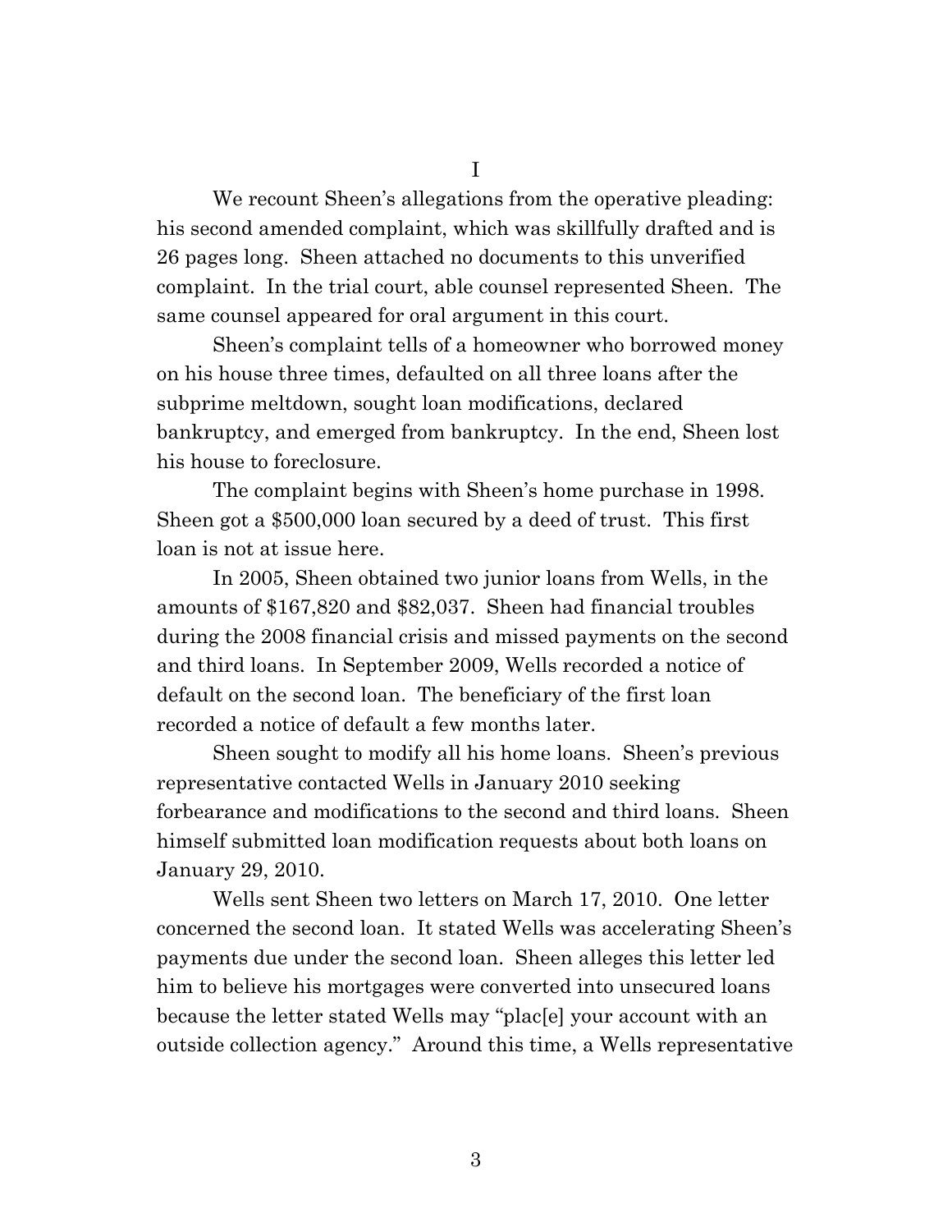# I

We recount Sheen's allegations from the operative pleading: his second amended complaint, which was skillfully drafted and is 26 pages long. Sheen attached no documents to this unverified complaint. In the trial court, able counsel represented Sheen. The same counsel appeared for oral argument in this court.

Sheen's complaint tells of a homeowner who borrowed money on his house three times, defaulted on all three loans after the subprime meltdown, sought loan modifications, declared bankruptcy, and emerged from bankruptcy. In the end, Sheen lost his house to foreclosure.

The complaint begins with Sheen's home purchase in 1998. Sheen got a $500,000 loan secured by a deed of trust. This first loan is not at issue here.

In 2005, Sheen obtained two junior loans from Wells, in the amounts of $167,820 and $82,037. Sheen had financial troubles during the 2008 financial crisis and missed payments on the second and third loans. In September 2009, Wells recorded a notice of default on the second loan. The beneficiary of the first loan recorded a notice of default a few months later.

Sheen sought to modify all his home loans. Sheen's previous representative contacted Wells in January 2010 seeking forbearance and modifications to the second and third loans. Sheen himself submitted loan modification requests about both loans on January 29, 2010.

Wells sent Sheen two letters on March 17, 2010. One letter concerned the second loan. It stated Wells was accelerating Sheen's payments due under the second loan. Sheen alleges this letter led him to believe his mortgages were converted into unsecured loans because the letter stated Wells may "plac[e] your account with an outside collection agency." Around this time, a Wells representative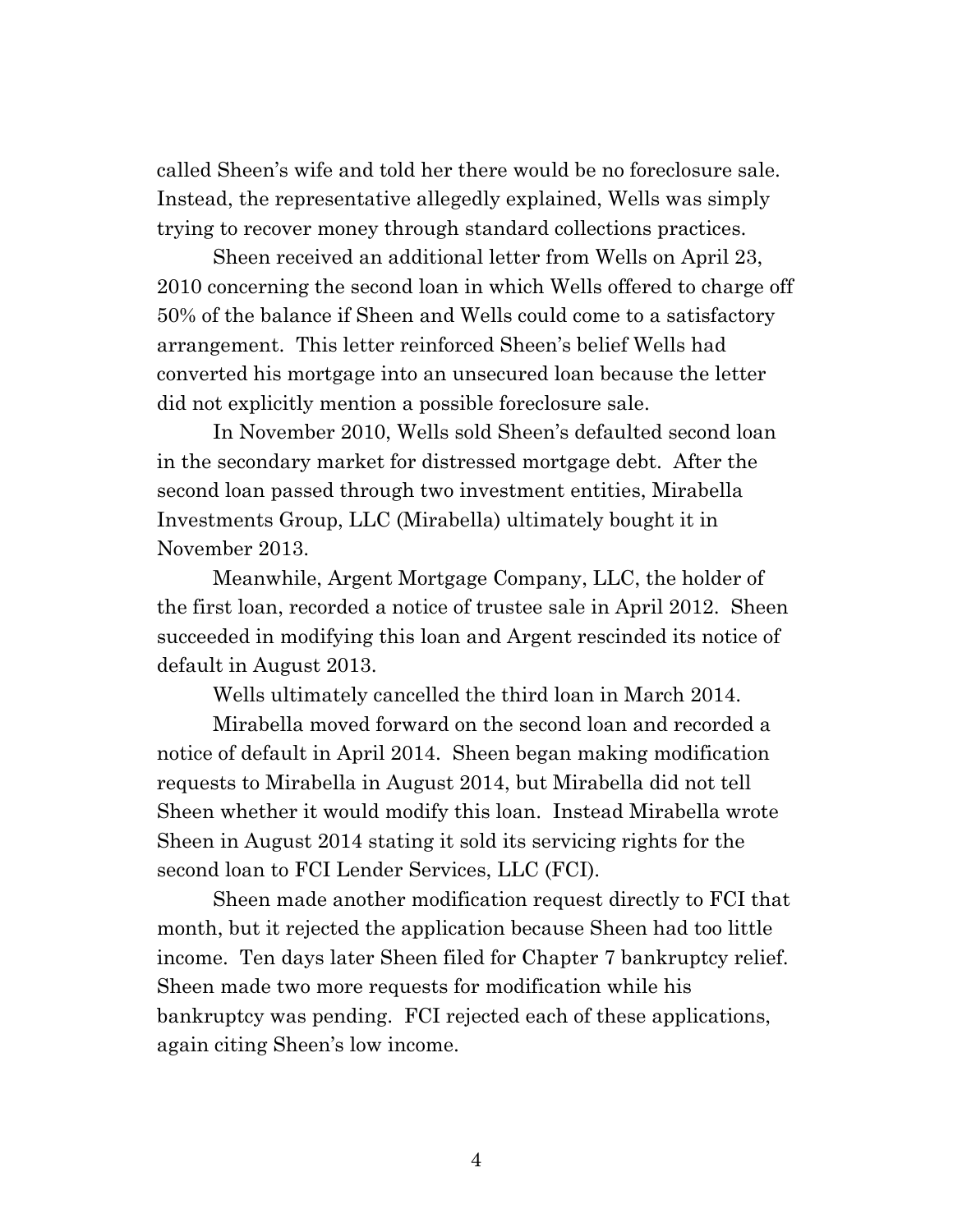called Sheen's wife and told her there would be no foreclosure sale. Instead, the representative allegedly explained, Wells was simply trying to recover money through standard collections practices.

Sheen received an additional letter from Wells on April 23, 2010 concerning the second loan in which Wells offered to charge off 50% of the balance if Sheen and Wells could come to a satisfactory arrangement. This letter reinforced Sheen's belief Wells had converted his mortgage into an unsecured loan because the letter did not explicitly mention a possible foreclosure sale.

In November 2010, Wells sold Sheen's defaulted second loan in the secondary market for distressed mortgage debt. After the second loan passed through two investment entities, Mirabella Investments Group, LLC (Mirabella) ultimately bought it in November 2013.

Meanwhile, Argent Mortgage Company, LLC, the holder of the first loan, recorded a notice of trustee sale in April 2012. Sheen succeeded in modifying this loan and Argent rescinded its notice of default in August 2013.

Wells ultimately cancelled the third loan in March 2014.

Mirabella moved forward on the second loan and recorded a notice of default in April 2014. Sheen began making modification requests to Mirabella in August 2014, but Mirabella did not tell Sheen whether it would modify this loan. Instead Mirabella wrote Sheen in August 2014 stating it sold its servicing rights for the second loan to FCI Lender Services, LLC (FCI).

Sheen made another modification request directly to FCI that month, but it rejected the application because Sheen had too little income. Ten days later Sheen filed for Chapter 7 bankruptcy relief. Sheen made two more requests for modification while his bankruptcy was pending. FCI rejected each of these applications, again citing Sheen's low income.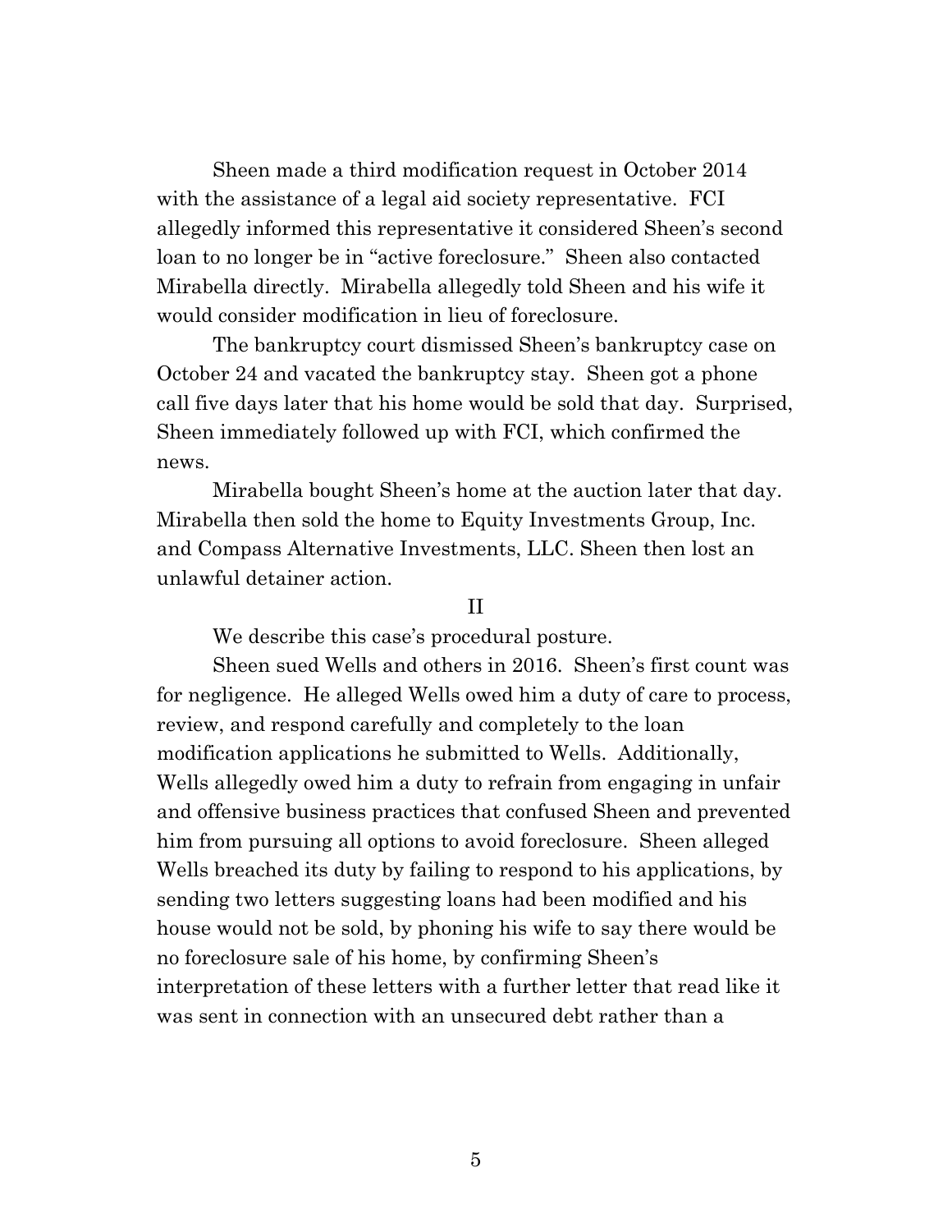Sheen made a third modification request in October 2014 with the assistance of a legal aid society representative. FCI allegedly informed this representative it considered Sheen's second loan to no longer be in "active foreclosure." Sheen also contacted Mirabella directly. Mirabella allegedly told Sheen and his wife it would consider modification in lieu of foreclosure.

The bankruptcy court dismissed Sheen's bankruptcy case on October 24 and vacated the bankruptcy stay. Sheen got a phone call five days later that his home would be sold that day. Surprised, Sheen immediately followed up with FCI, which confirmed the news.

Mirabella bought Sheen's home at the auction later that day. Mirabella then sold the home to Equity Investments Group, Inc. and Compass Alternative Investments, LLC. Sheen then lost an unlawful detainer action.

## II

We describe this case's procedural posture.

Sheen sued Wells and others in 2016. Sheen's first count was for negligence. He alleged Wells owed him a duty of care to process, review, and respond carefully and completely to the loan modification applications he submitted to Wells. Additionally, Wells allegedly owed him a duty to refrain from engaging in unfair and offensive business practices that confused Sheen and prevented him from pursuing all options to avoid foreclosure. Sheen alleged Wells breached its duty by failing to respond to his applications, by sending two letters suggesting loans had been modified and his house would not be sold, by phoning his wife to say there would be no foreclosure sale of his home, by confirming Sheen's interpretation of these letters with a further letter that read like it was sent in connection with an unsecured debt rather than a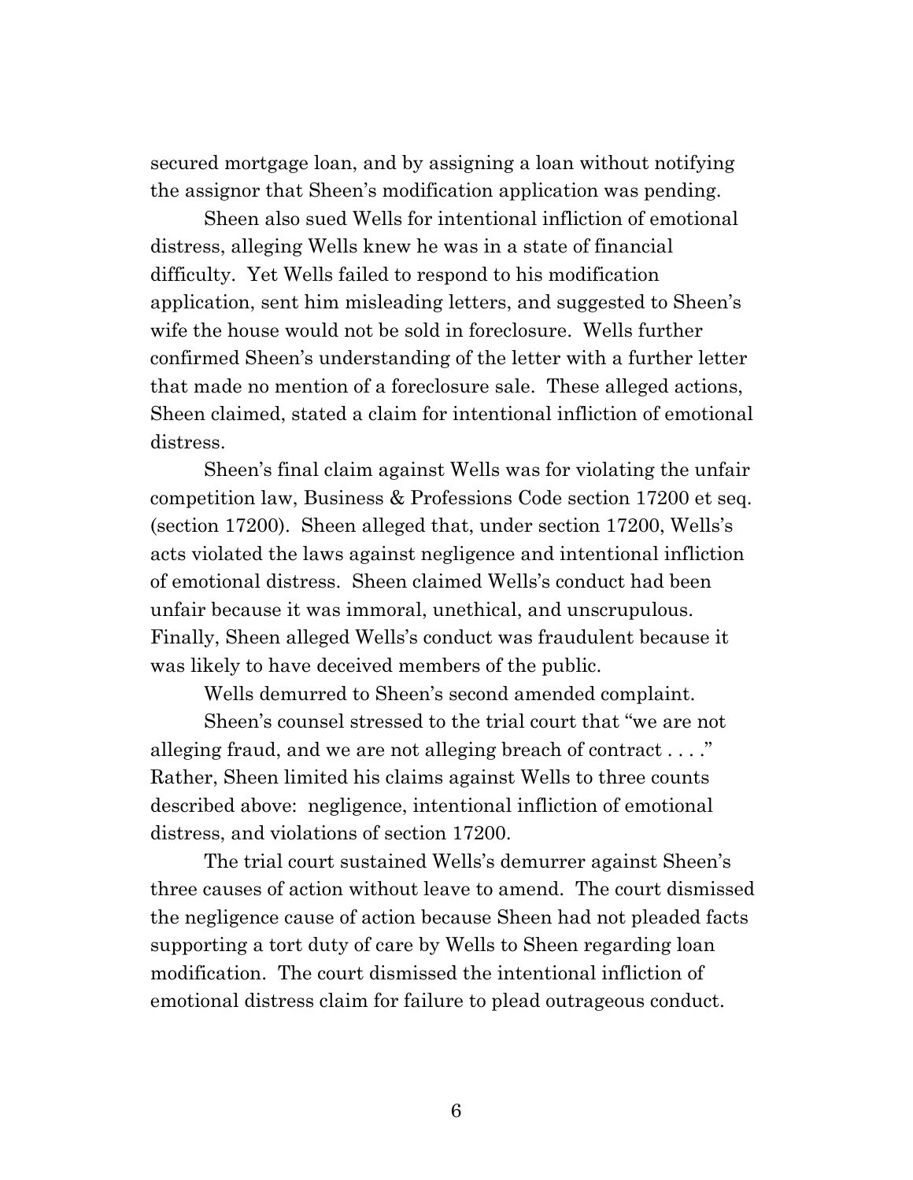secured mortgage loan, and by assigning a loan without notifying the assignor that Sheen's modification application was pending.

Sheen also sued Wells for intentional infliction of emotional distress, alleging Wells knew he was in a state of financial difficulty. Yet Wells failed to respond to his modification application, sent him misleading letters, and suggested to Sheen's wife the house would not be sold in foreclosure. Wells further confirmed Sheen's understanding of the letter with a further letter that made no mention of a foreclosure sale. These alleged actions, Sheen claimed, stated a claim for intentional infliction of emotional distress.

Sheen's final claim against Wells was for violating the unfair competition law, Business & Professions Code section 17200 et seq. (section 17200). Sheen alleged that, under section 17200, Wells's acts violated the laws against negligence and intentional infliction of emotional distress. Sheen claimed Wells's conduct had been unfair because it was immoral, unethical, and unscrupulous. Finally, Sheen alleged Wells's conduct was fraudulent because it was likely to have deceived members of the public.

Wells demurred to Sheen's second amended complaint.

Sheen's counsel stressed to the trial court that "we are not alleging fraud, and we are not alleging breach of contract . . . ." Rather, Sheen limited his claims against Wells to three counts described above: negligence, intentional infliction of emotional distress, and violations of section 17200.

The trial court sustained Wells's demurrer against Sheen's three causes of action without leave to amend. The court dismissed the negligence cause of action because Sheen had not pleaded facts supporting a tort duty of care by Wells to Sheen regarding loan modification. The court dismissed the intentional infliction of emotional distress claim for failure to plead outrageous conduct.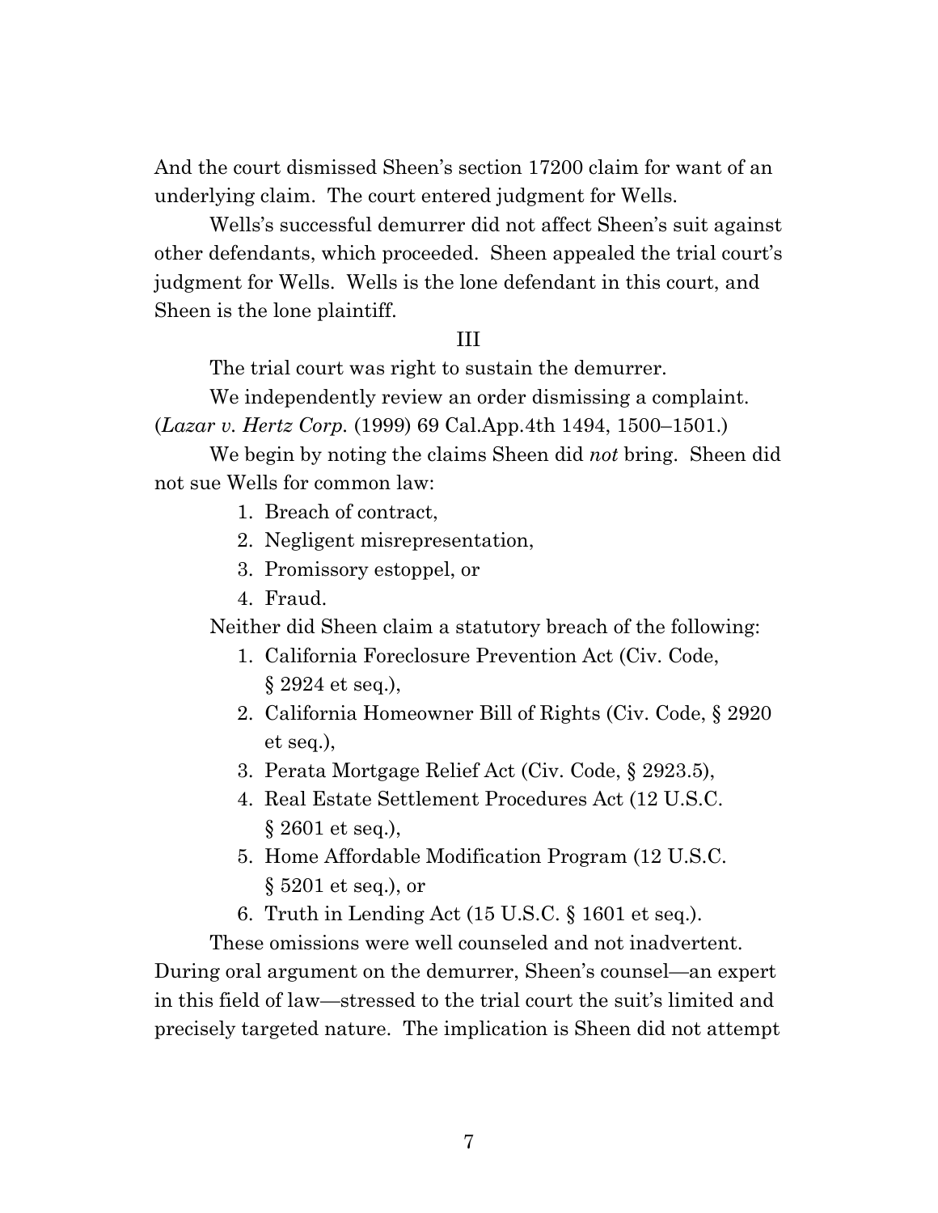And the court dismissed Sheen's section 17200 claim for want of an underlying claim. The court entered judgment for Wells.

Wells's successful demurrer did not affect Sheen's suit against other defendants, which proceeded. Sheen appealed the trial court's judgment for Wells. Wells is the lone defendant in this court, and Sheen is the lone plaintiff.

## III

The trial court was right to sustain the demurrer.

We independently review an order dismissing a complaint. (*Lazar v. Hertz Corp.* (1999) 69 Cal.App.4th 1494, 1500–1501.)

We begin by noting the claims Sheen did *not* bring. Sheen did not sue Wells for common law:

1. Breach of contract,
2. Negligent misrepresentation,
3. Promissory estoppel, or
4. Fraud.

Neither did Sheen claim a statutory breach of the following:

1. California Foreclosure Prevention Act (Civ. Code, § 2924 et seq.),
2. California Homeowner Bill of Rights (Civ. Code, § 2920 et seq.),
3. Perata Mortgage Relief Act (Civ. Code, § 2923.5),
4. Real Estate Settlement Procedures Act (12 U.S.C. § 2601 et seq.),
5. Home Affordable Modification Program (12 U.S.C. § 5201 et seq.), or
6. Truth in Lending Act (15 U.S.C. § 1601 et seq.).

These omissions were well counseled and not inadvertent. During oral argument on the demurrer, Sheen's counsel—an expert in this field of law—stressed to the trial court the suit's limited and precisely targeted nature. The implication is Sheen did not attempt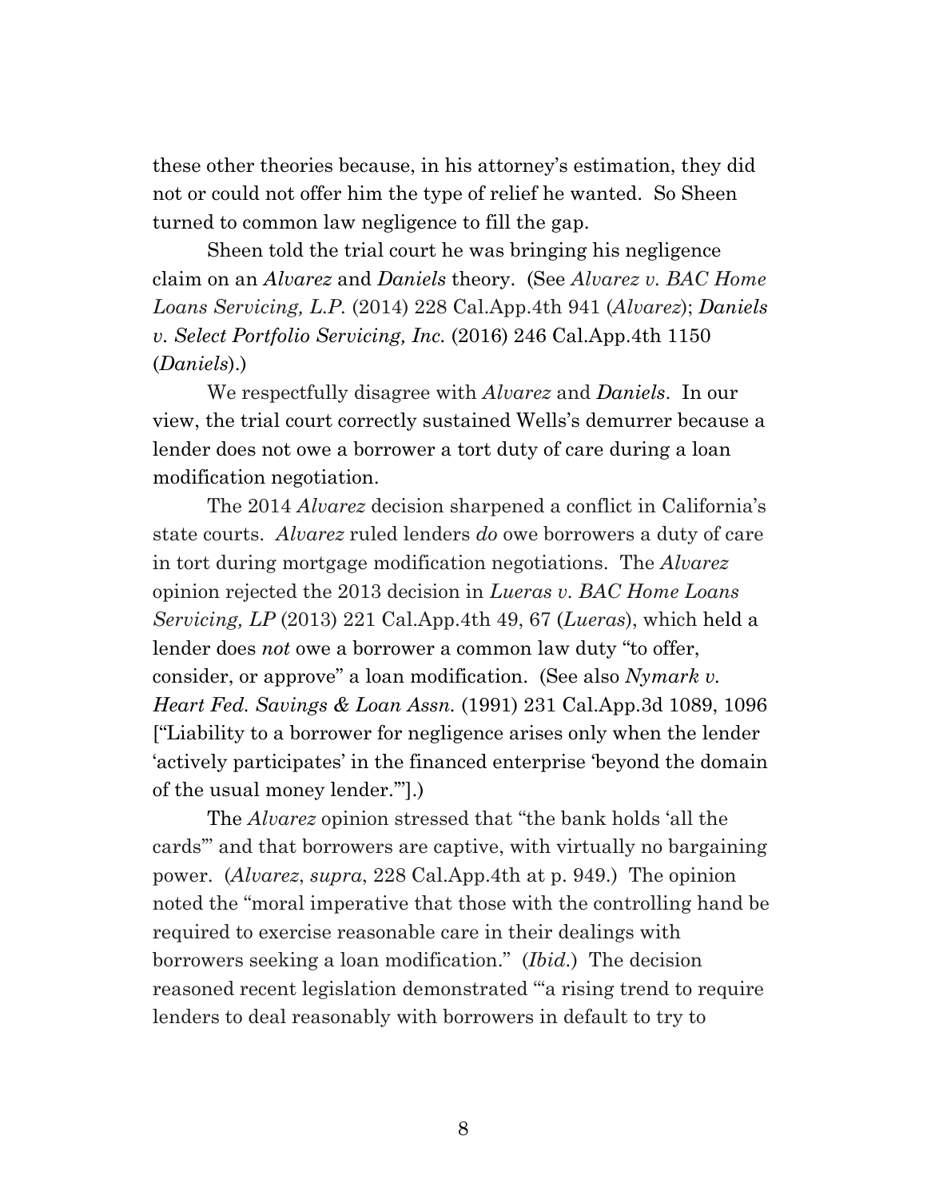these other theories because, in his attorney's estimation, they did not or could not offer him the type of relief he wanted. So Sheen turned to common law negligence to fill the gap.

Sheen told the trial court he was bringing his negligence claim on an *Alvarez* and *Daniels* theory. (See *Alvarez v. BAC Home Loans Servicing, L.P.* (2014) 228 Cal.App.4th 941 (*Alvarez*); *Daniels v. Select Portfolio Servicing, Inc.* (2016) 246 Cal.App.4th 1150 (*Daniels*).)

We respectfully disagree with *Alvarez* and *Daniels*. In our view, the trial court correctly sustained Wells's demurrer because a lender does not owe a borrower a tort duty of care during a loan modification negotiation.

The 2014 *Alvarez* decision sharpened a conflict in California's state courts. *Alvarez* ruled lenders *do* owe borrowers a duty of care in tort during mortgage modification negotiations. The *Alvarez* opinion rejected the 2013 decision in *Lueras v. BAC Home Loans Servicing, LP* (2013) 221 Cal.App.4th 49, 67 (*Lueras*), which held a lender does *not* owe a borrower a common law duty "to offer, consider, or approve" a loan modification. (See also *Nymark v. Heart Fed. Savings & Loan Assn.* (1991) 231 Cal.App.3d 1089, 1096 ["Liability to a borrower for negligence arises only when the lender 'actively participates' in the financed enterprise 'beyond the domain of the usual money lender.'"].)

The *Alvarez* opinion stressed that "the bank holds 'all the cards'" and that borrowers are captive, with virtually no bargaining power. (*Alvarez*, *supra*, 228 Cal.App.4th at p. 949.) The opinion noted the "moral imperative that those with the controlling hand be required to exercise reasonable care in their dealings with borrowers seeking a loan modification." (*Ibid.*) The decision reasoned recent legislation demonstrated "'a rising trend to require lenders to deal reasonably with borrowers in default to try to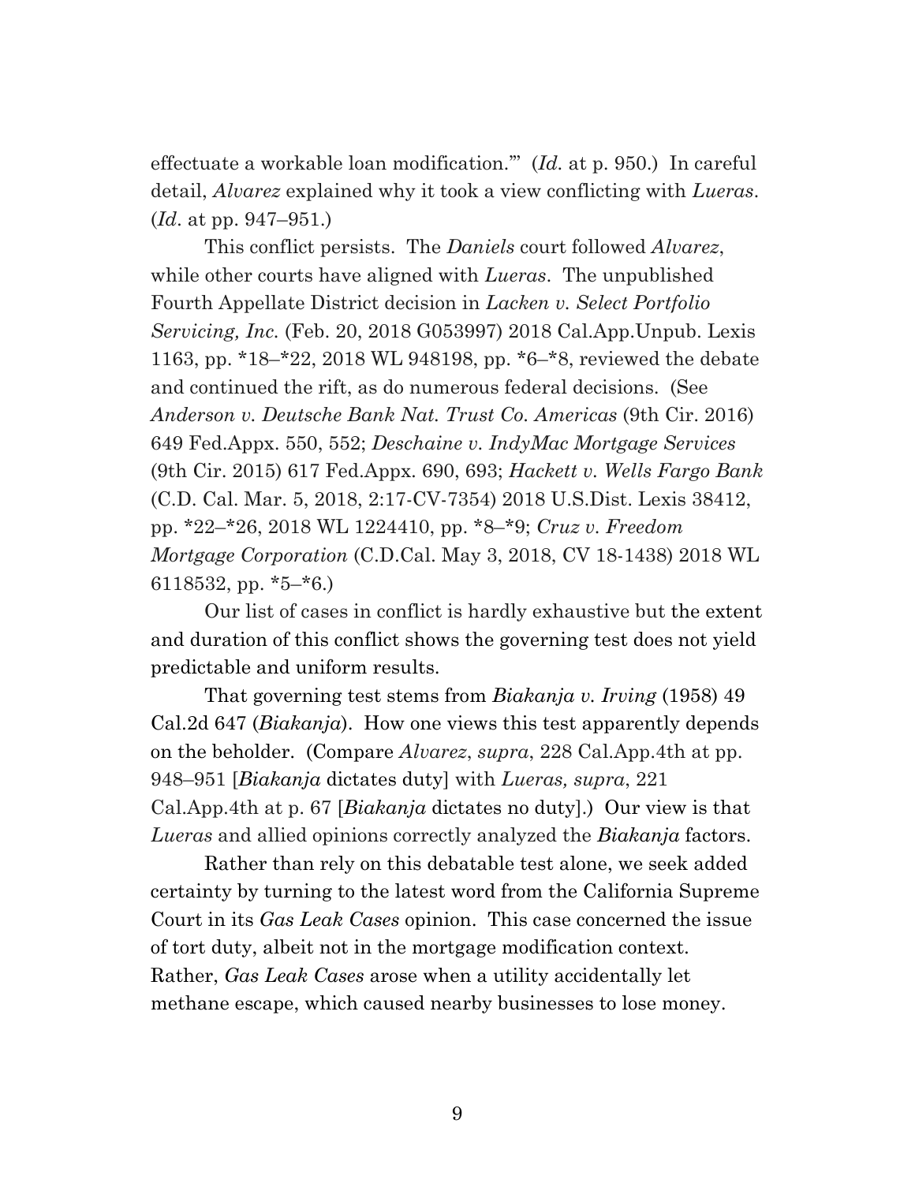effectuate a workable loan modification.'" (*Id*. at p. 950.) In careful detail, *Alvarez* explained why it took a view conflicting with *Lueras*. (*Id*. at pp. 947–951.)

This conflict persists. The *Daniels* court followed *Alvarez*, while other courts have aligned with *Lueras*. The unpublished Fourth Appellate District decision in *Lacken v. Select Portfolio Servicing, Inc.* (Feb. 20, 2018 G053997) 2018 Cal.App.Unpub. Lexis 1163, pp. *18–*22, 2018 WL 948198, pp. *6–*8, reviewed the debate and continued the rift, as do numerous federal decisions. (See *Anderson v. Deutsche Bank Nat. Trust Co. Americas* (9th Cir. 2016) 649 Fed.Appx. 550, 552; *Deschaine v. IndyMac Mortgage Services* (9th Cir. 2015) 617 Fed.Appx. 690, 693; *Hackett v. Wells Fargo Bank* (C.D. Cal. Mar. 5, 2018, 2:17-CV-7354) 2018 U.S.Dist. Lexis 38412, pp. *22–*26, 2018 WL 1224410, pp. *8–*9; *Cruz v. Freedom Mortgage Corporation* (C.D.Cal. May 3, 2018, CV 18-1438) 2018 WL 6118532, pp. *5–*6.)

Our list of cases in conflict is hardly exhaustive but the extent and duration of this conflict shows the governing test does not yield predictable and uniform results.

That governing test stems from *Biakanja v. Irving* (1958) 49 Cal.2d 647 (*Biakanja*). How one views this test apparently depends on the beholder. (Compare *Alvarez*, *supra*, 228 Cal.App.4th at pp. 948–951 [*Biakanja* dictates duty] with *Lueras, supra*, 221 Cal.App.4th at p. 67 [*Biakanja* dictates no duty].) Our view is that *Lueras* and allied opinions correctly analyzed the *Biakanja* factors.

Rather than rely on this debatable test alone, we seek added certainty by turning to the latest word from the California Supreme Court in its *Gas Leak Cases* opinion. This case concerned the issue of tort duty, albeit not in the mortgage modification context. Rather, *Gas Leak Cases* arose when a utility accidentally let methane escape, which caused nearby businesses to lose money.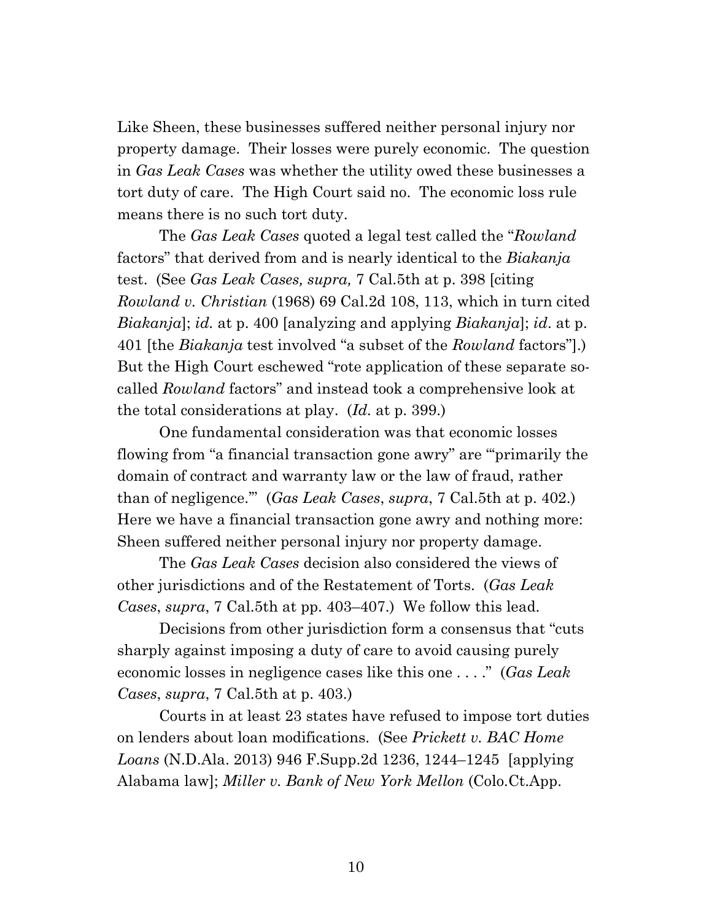Like Sheen, these businesses suffered neither personal injury nor property damage. Their losses were purely economic. The question in *Gas Leak Cases* was whether the utility owed these businesses a tort duty of care. The High Court said no. The economic loss rule means there is no such tort duty.

The *Gas Leak Cases* quoted a legal test called the "*Rowland* factors" that derived from and is nearly identical to the *Biakanja* test. (See *Gas Leak Cases, supra,* 7 Cal.5th at p. 398 [citing *Rowland v. Christian* (1968) 69 Cal.2d 108, 113, which in turn cited *Biakanja*]; *id.* at p. 400 [analyzing and applying *Biakanja*]; *id*. at p. 401 [the *Biakanja* test involved "a subset of the *Rowland* factors"].) But the High Court eschewed "rote application of these separate so-called *Rowland* factors" and instead took a comprehensive look at the total considerations at play. (*Id.* at p. 399.)

One fundamental consideration was that economic losses flowing from "a financial transaction gone awry" are "'primarily the domain of contract and warranty law or the law of fraud, rather than of negligence.'" (*Gas Leak Cases*, *supra*, 7 Cal.5th at p. 402.) Here we have a financial transaction gone awry and nothing more: Sheen suffered neither personal injury nor property damage.

The *Gas Leak Cases* decision also considered the views of other jurisdictions and of the Restatement of Torts. (*Gas Leak Cases*, *supra*, 7 Cal.5th at pp. 403–407.) We follow this lead.

Decisions from other jurisdiction form a consensus that "cuts sharply against imposing a duty of care to avoid causing purely economic losses in negligence cases like this one . . . ." (*Gas Leak Cases*, *supra*, 7 Cal.5th at p. 403.)

Courts in at least 23 states have refused to impose tort duties on lenders about loan modifications. (See *Prickett v. BAC Home Loans* (N.D.Ala. 2013) 946 F.Supp.2d 1236, 1244–1245 [applying Alabama law]; *Miller v. Bank of New York Mellon* (Colo.Ct.App.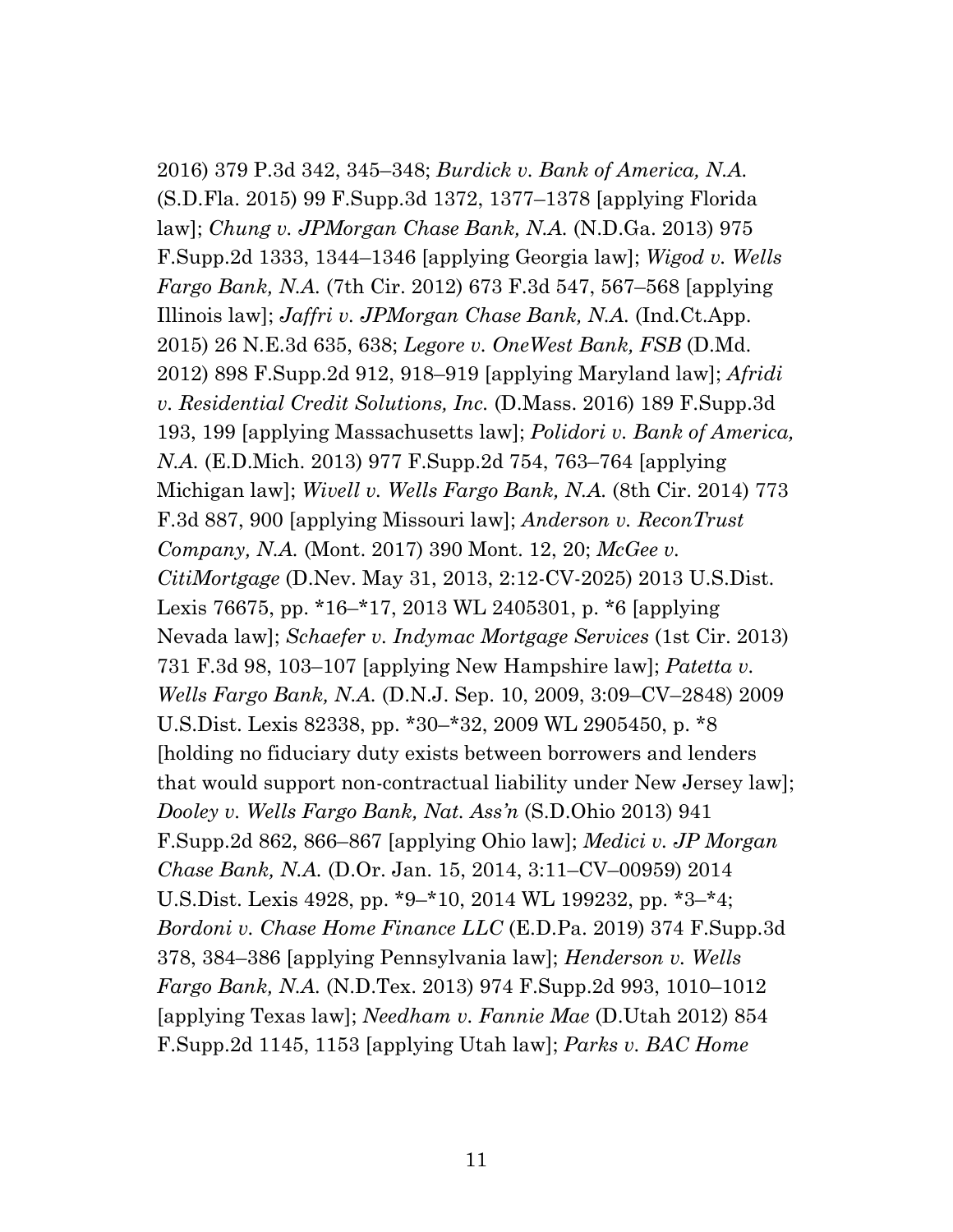2016) 379 P.3d 342, 345–348; *Burdick v. Bank of America, N.A.* (S.D.Fla. 2015) 99 F.Supp.3d 1372, 1377–1378 [applying Florida law]; *Chung v. JPMorgan Chase Bank, N.A.* (N.D.Ga. 2013) 975 F.Supp.2d 1333, 1344–1346 [applying Georgia law]; *Wigod v. Wells Fargo Bank, N.A.* (7th Cir. 2012) 673 F.3d 547, 567–568 [applying Illinois law]; *Jaffri v. JPMorgan Chase Bank, N.A.* (Ind.Ct.App. 2015) 26 N.E.3d 635, 638; *Legore v. OneWest Bank, FSB* (D.Md. 2012) 898 F.Supp.2d 912, 918–919 [applying Maryland law]; *Afridi v. Residential Credit Solutions, Inc.* (D.Mass. 2016) 189 F.Supp.3d 193, 199 [applying Massachusetts law]; *Polidori v. Bank of America, N.A.* (E.D.Mich. 2013) 977 F.Supp.2d 754, 763–764 [applying Michigan law]; *Wivell v. Wells Fargo Bank, N.A.* (8th Cir. 2014) 773 F.3d 887, 900 [applying Missouri law]; *Anderson v. ReconTrust Company, N.A.* (Mont. 2017) 390 Mont. 12, 20; *McGee v. CitiMortgage* (D.Nev. May 31, 2013, 2:12-CV-2025) 2013 U.S.Dist. Lexis 76675, pp. *16–*17, 2013 WL 2405301, p. *6 [applying Nevada law]; *Schaefer v. Indymac Mortgage Services* (1st Cir. 2013) 731 F.3d 98, 103–107 [applying New Hampshire law]; *Patetta v. Wells Fargo Bank, N.A.* (D.N.J. Sep. 10, 2009, 3:09–CV–2848) 2009 U.S.Dist. Lexis 82338, pp. *30–*32, 2009 WL 2905450, p. *8 [holding no fiduciary duty exists between borrowers and lenders that would support non-contractual liability under New Jersey law]; *Dooley v. Wells Fargo Bank, Nat. Ass'n* (S.D.Ohio 2013) 941 F.Supp.2d 862, 866–867 [applying Ohio law]; *Medici v. JP Morgan Chase Bank, N.A.* (D.Or. Jan. 15, 2014, 3:11–CV–00959) 2014 U.S.Dist. Lexis 4928, pp. *9–*10, 2014 WL 199232, pp. *3–*4; *Bordoni v. Chase Home Finance LLC* (E.D.Pa. 2019) 374 F.Supp.3d 378, 384–386 [applying Pennsylvania law]; *Henderson v. Wells Fargo Bank, N.A.* (N.D.Tex. 2013) 974 F.Supp.2d 993, 1010–1012 [applying Texas law]; *Needham v. Fannie Mae* (D.Utah 2012) 854 F.Supp.2d 1145, 1153 [applying Utah law]; *Parks v. BAC Home*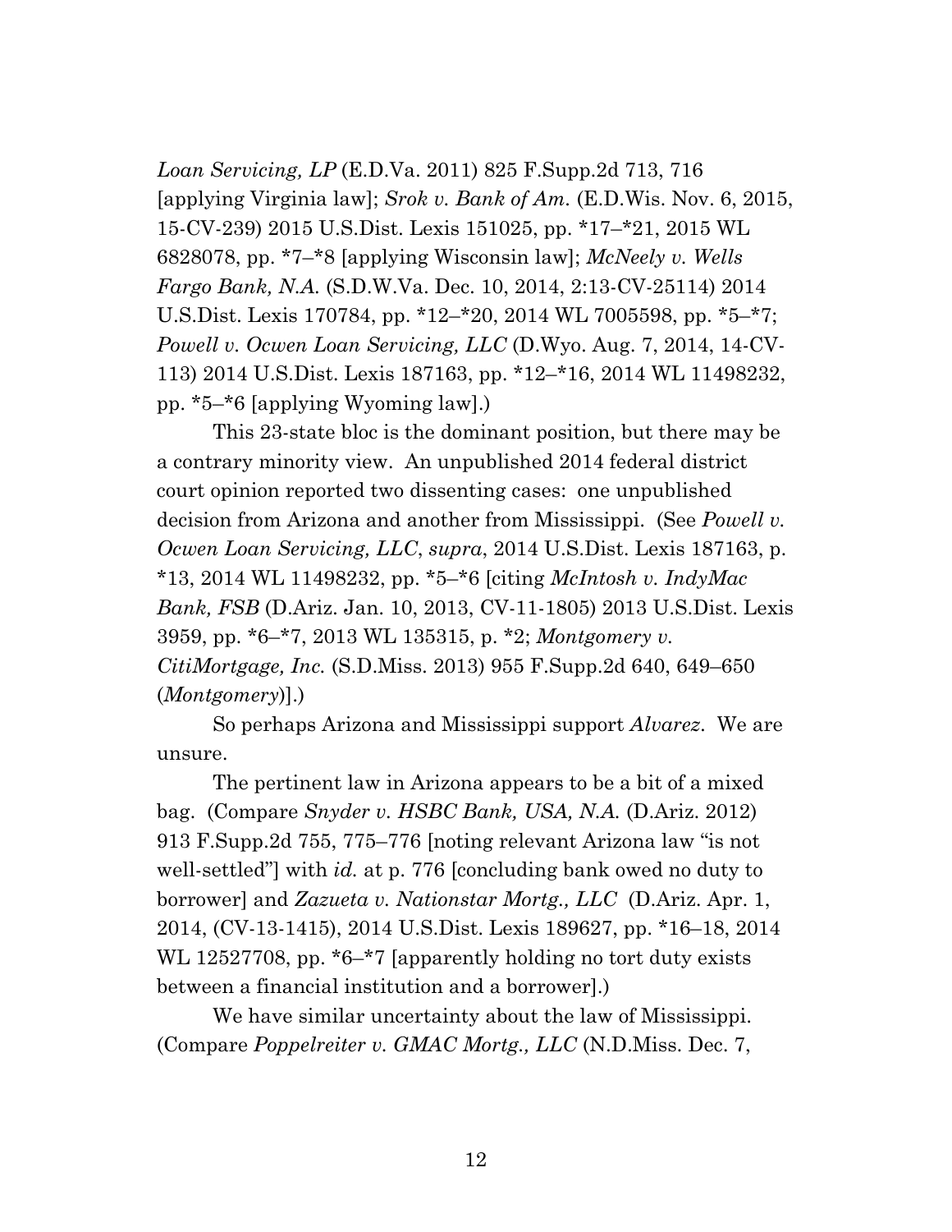*Loan Servicing, LP* (E.D.Va. 2011) 825 F.Supp.2d 713, 716 [applying Virginia law]; *Srok v. Bank of Am.* (E.D.Wis. Nov. 6, 2015, 15-CV-239) 2015 U.S.Dist. Lexis 151025, pp. *17–*21, 2015 WL 6828078, pp. *7–*8 [applying Wisconsin law]; *McNeely v. Wells Fargo Bank, N.A.* (S.D.W.Va. Dec. 10, 2014, 2:13-CV-25114) 2014 U.S.Dist. Lexis 170784, pp. *12–*20, 2014 WL 7005598, pp. *5–*7; *Powell v. Ocwen Loan Servicing, LLC* (D.Wyo. Aug. 7, 2014, 14-CV-113) 2014 U.S.Dist. Lexis 187163, pp. *12–*16, 2014 WL 11498232, pp. *5–*6 [applying Wyoming law].)

This 23-state bloc is the dominant position, but there may be a contrary minority view. An unpublished 2014 federal district court opinion reported two dissenting cases: one unpublished decision from Arizona and another from Mississippi. (See *Powell v. Ocwen Loan Servicing, LLC*, *supra*, 2014 U.S.Dist. Lexis 187163, p. *13, 2014 WL 11498232, pp. *5–*6 [citing *McIntosh v. IndyMac Bank, FSB* (D.Ariz. Jan. 10, 2013, CV-11-1805) 2013 U.S.Dist. Lexis 3959, pp. *6–*7, 2013 WL 135315, p. *2; *Montgomery v. CitiMortgage, Inc.* (S.D.Miss. 2013) 955 F.Supp.2d 640, 649–650 (*Montgomery*)].)

So perhaps Arizona and Mississippi support *Alvarez*. We are unsure.

The pertinent law in Arizona appears to be a bit of a mixed bag. (Compare *Snyder v. HSBC Bank, USA, N.A.* (D.Ariz. 2012) 913 F.Supp.2d 755, 775–776 [noting relevant Arizona law "is not well-settled"] with *id.* at p. 776 [concluding bank owed no duty to borrower] and *Zazueta v. Nationstar Mortg., LLC* (D.Ariz. Apr. 1, 2014, (CV-13-1415), 2014 U.S.Dist. Lexis 189627, pp. *16–18, 2014 WL 12527708, pp. *6–*7 [apparently holding no tort duty exists between a financial institution and a borrower].)

We have similar uncertainty about the law of Mississippi. (Compare *Poppelreiter v. GMAC Mortg., LLC* (N.D.Miss. Dec. 7,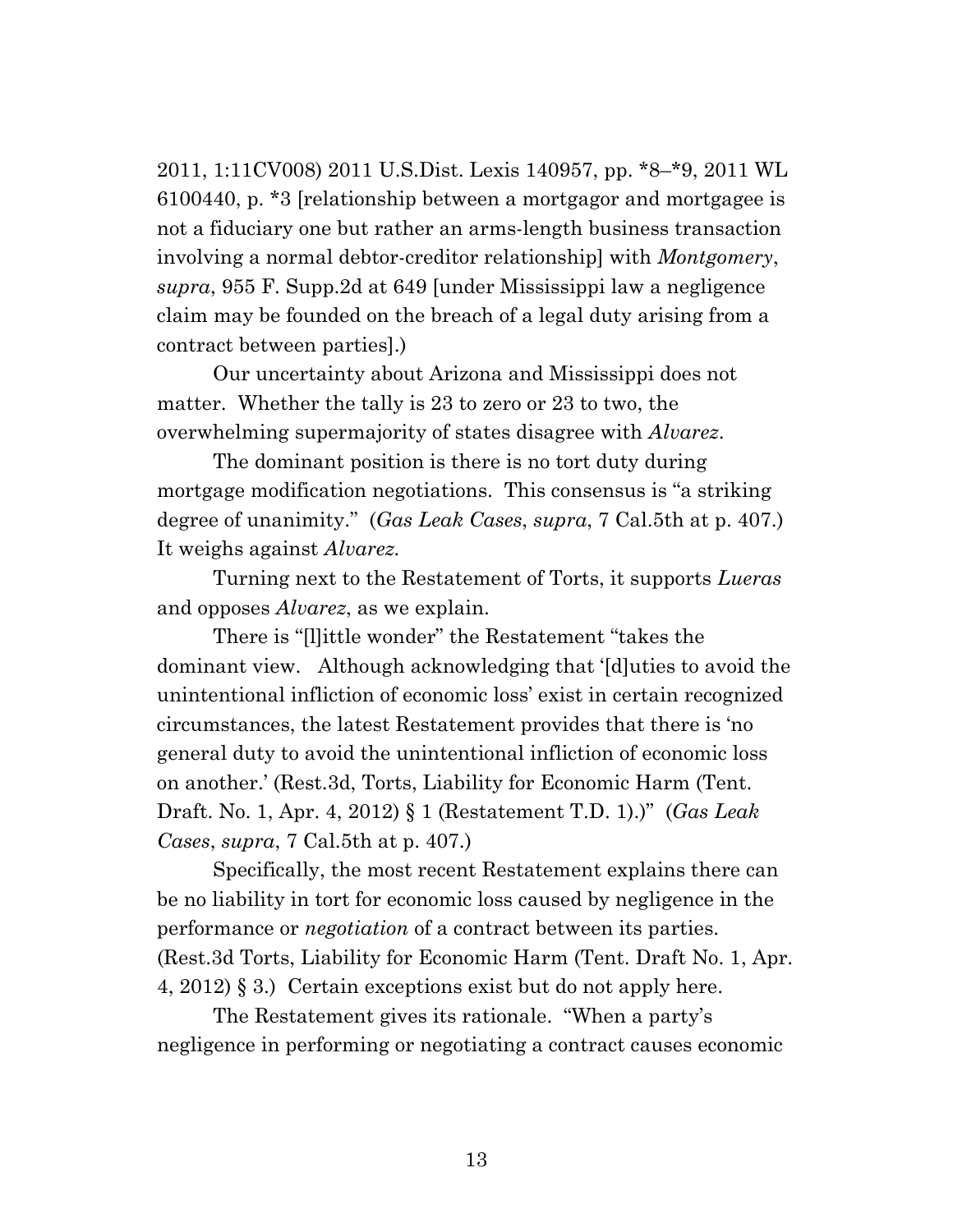2011, 1:11CV008) 2011 U.S.Dist. Lexis 140957, pp. *8–*9, 2011 WL 6100440, p. *3 [relationship between a mortgagor and mortgagee is not a fiduciary one but rather an arms-length business transaction involving a normal debtor-creditor relationship] with *Montgomery*, *supra*, 955 F. Supp.2d at 649 [under Mississippi law a negligence claim may be founded on the breach of a legal duty arising from a contract between parties].)

Our uncertainty about Arizona and Mississippi does not matter. Whether the tally is 23 to zero or 23 to two, the overwhelming supermajority of states disagree with *Alvarez*.

The dominant position is there is no tort duty during mortgage modification negotiations. This consensus is "a striking degree of unanimity." (*Gas Leak Cases*, *supra*, 7 Cal.5th at p. 407.) It weighs against *Alvarez*.

Turning next to the Restatement of Torts, it supports *Lueras* and opposes *Alvarez*, as we explain.

There is "[l]ittle wonder" the Restatement "takes the dominant view. Although acknowledging that '[d]uties to avoid the unintentional infliction of economic loss' exist in certain recognized circumstances, the latest Restatement provides that there is 'no general duty to avoid the unintentional infliction of economic loss on another.' (Rest.3d, Torts, Liability for Economic Harm (Tent. Draft. No. 1, Apr. 4, 2012) § 1 (Restatement T.D. 1).)" (*Gas Leak Cases*, *supra*, 7 Cal.5th at p. 407.)

Specifically, the most recent Restatement explains there can be no liability in tort for economic loss caused by negligence in the performance or *negotiation* of a contract between its parties. (Rest.3d Torts, Liability for Economic Harm (Tent. Draft No. 1, Apr. 4, 2012) § 3.) Certain exceptions exist but do not apply here.

The Restatement gives its rationale. "When a party's negligence in performing or negotiating a contract causes economic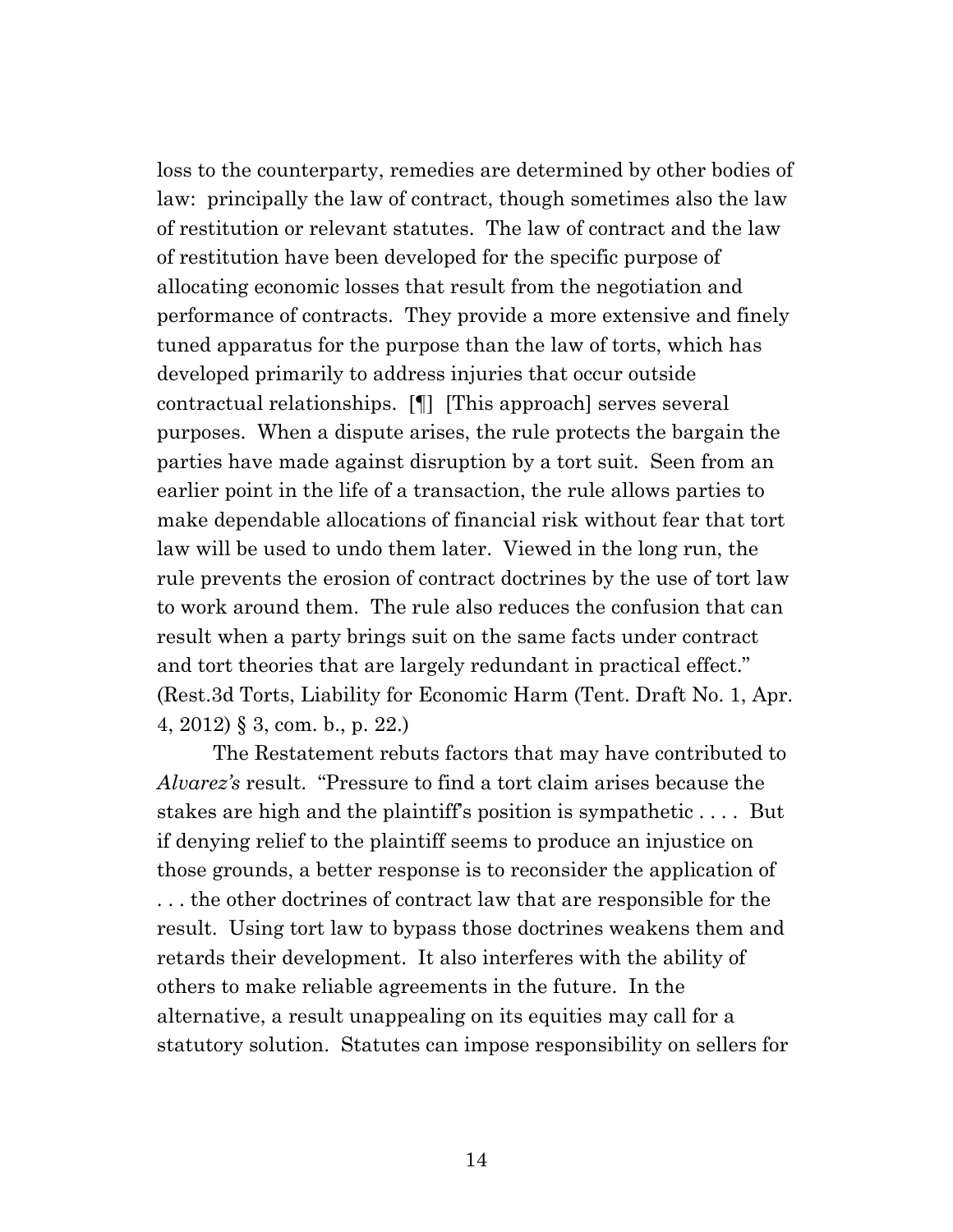loss to the counterparty, remedies are determined by other bodies of law: principally the law of contract, though sometimes also the law of restitution or relevant statutes. The law of contract and the law of restitution have been developed for the specific purpose of allocating economic losses that result from the negotiation and performance of contracts. They provide a more extensive and finely tuned apparatus for the purpose than the law of torts, which has developed primarily to address injuries that occur outside contractual relationships. [¶] [This approach] serves several purposes. When a dispute arises, the rule protects the bargain the parties have made against disruption by a tort suit. Seen from an earlier point in the life of a transaction, the rule allows parties to make dependable allocations of financial risk without fear that tort law will be used to undo them later. Viewed in the long run, the rule prevents the erosion of contract doctrines by the use of tort law to work around them. The rule also reduces the confusion that can result when a party brings suit on the same facts under contract and tort theories that are largely redundant in practical effect." (Rest.3d Torts, Liability for Economic Harm (Tent. Draft No. 1, Apr. 4, 2012) § 3, com. b., p. 22.)

The Restatement rebuts factors that may have contributed to *Alvarez's* result. "Pressure to find a tort claim arises because the stakes are high and the plaintiff's position is sympathetic . . . . But if denying relief to the plaintiff seems to produce an injustice on those grounds, a better response is to reconsider the application of . . . the other doctrines of contract law that are responsible for the result. Using tort law to bypass those doctrines weakens them and retards their development. It also interferes with the ability of others to make reliable agreements in the future. In the alternative, a result unappealing on its equities may call for a statutory solution. Statutes can impose responsibility on sellers for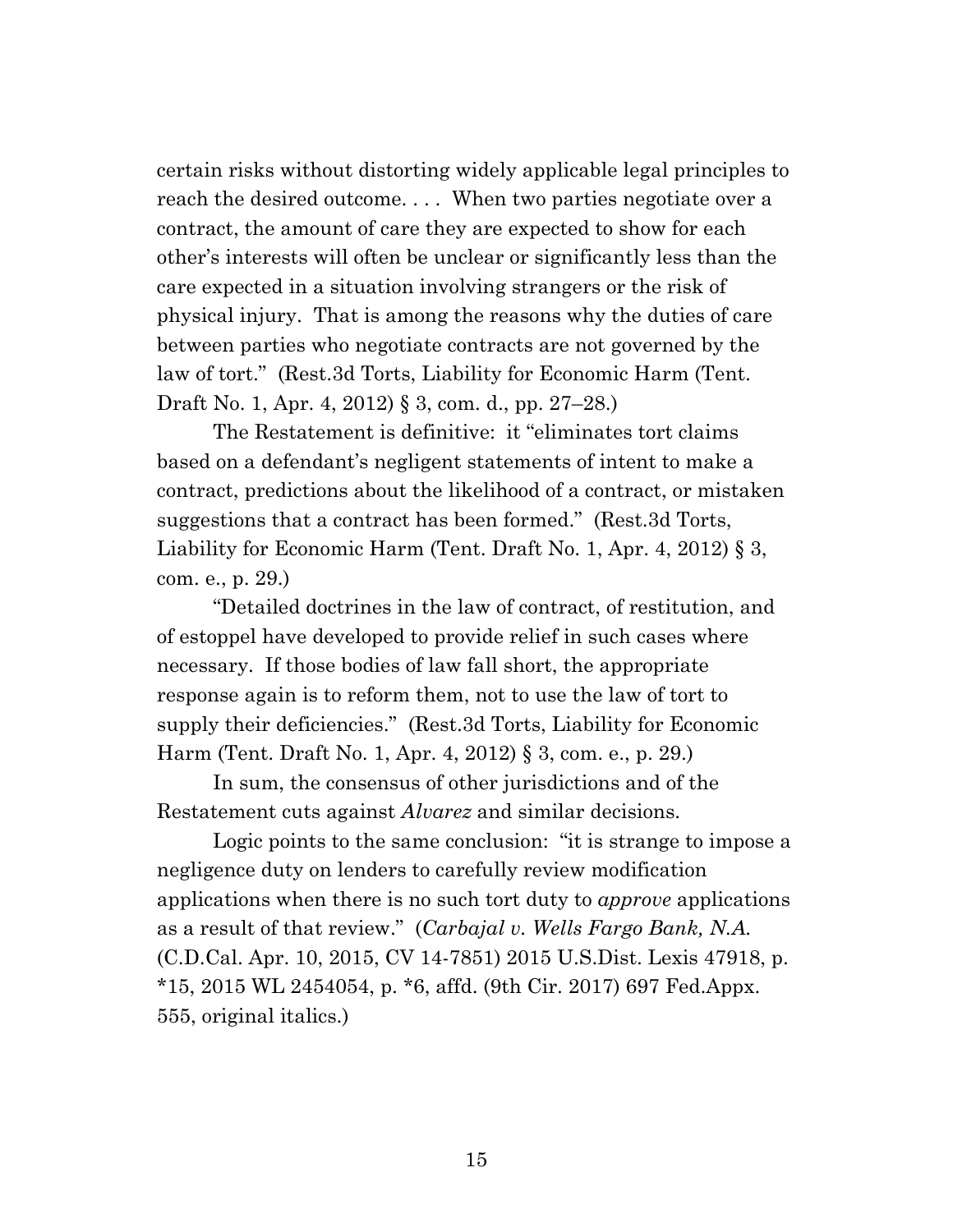certain risks without distorting widely applicable legal principles to reach the desired outcome. . . . When two parties negotiate over a contract, the amount of care they are expected to show for each other's interests will often be unclear or significantly less than the care expected in a situation involving strangers or the risk of physical injury. That is among the reasons why the duties of care between parties who negotiate contracts are not governed by the law of tort." (Rest.3d Torts, Liability for Economic Harm (Tent. Draft No. 1, Apr. 4, 2012) § 3, com. d., pp. 27–28.)

The Restatement is definitive: it "eliminates tort claims based on a defendant's negligent statements of intent to make a contract, predictions about the likelihood of a contract, or mistaken suggestions that a contract has been formed." (Rest.3d Torts, Liability for Economic Harm (Tent. Draft No. 1, Apr. 4, 2012) § 3, com. e., p. 29.)

"Detailed doctrines in the law of contract, of restitution, and of estoppel have developed to provide relief in such cases where necessary. If those bodies of law fall short, the appropriate response again is to reform them, not to use the law of tort to supply their deficiencies." (Rest.3d Torts, Liability for Economic Harm (Tent. Draft No. 1, Apr. 4, 2012) § 3, com. e., p. 29.)

In sum, the consensus of other jurisdictions and of the Restatement cuts against *Alvarez* and similar decisions.

Logic points to the same conclusion: "it is strange to impose a negligence duty on lenders to carefully review modification applications when there is no such tort duty to *approve* applications as a result of that review." (*Carbajal v. Wells Fargo Bank, N.A.* (C.D.Cal. Apr. 10, 2015, CV 14-7851) 2015 U.S.Dist. Lexis 47918, p. *15, 2015 WL 2454054, p. *6, affd. (9th Cir. 2017) 697 Fed.Appx. 555, original italics.)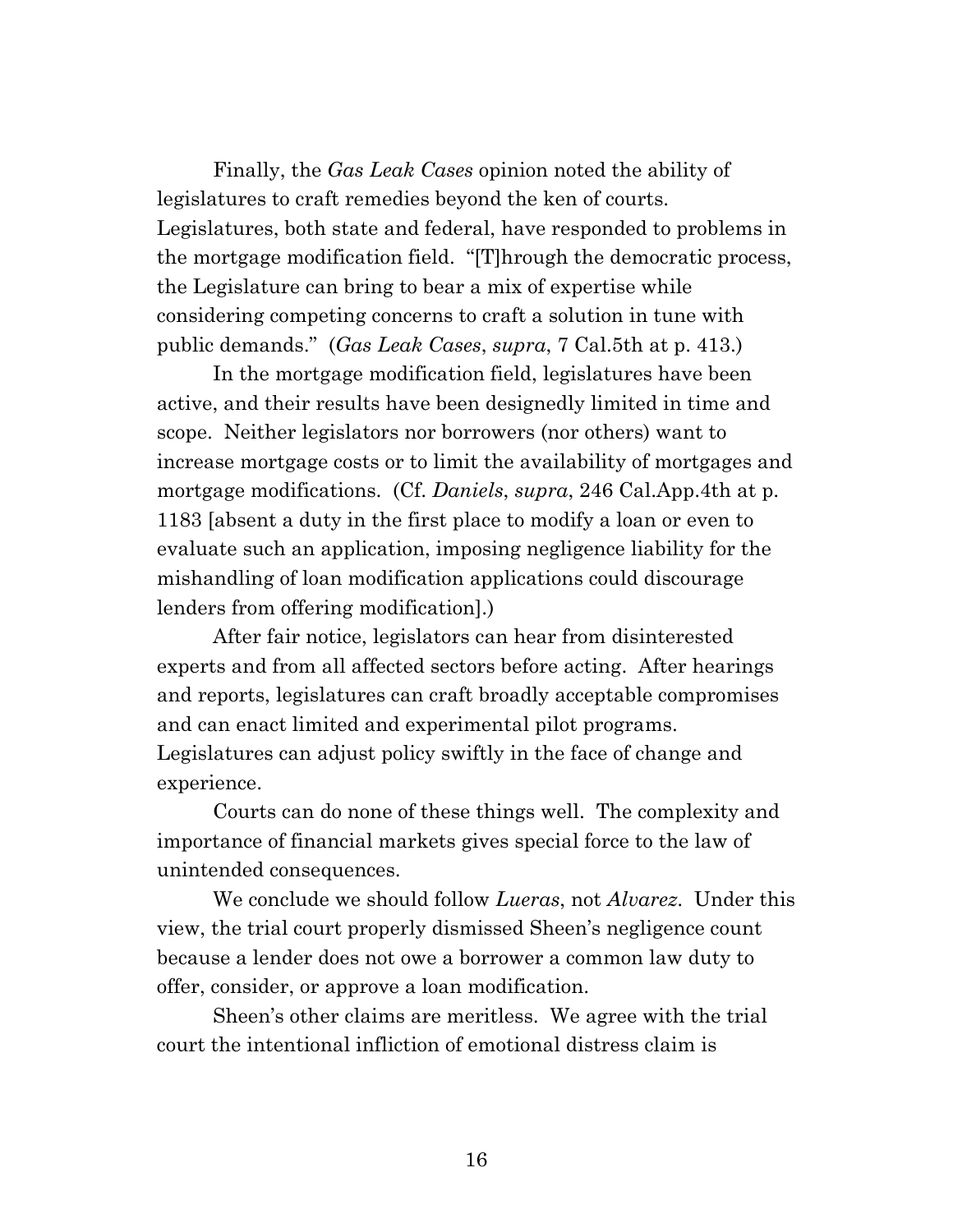Finally, the *Gas Leak Cases* opinion noted the ability of legislatures to craft remedies beyond the ken of courts. Legislatures, both state and federal, have responded to problems in the mortgage modification field. "[T]hrough the democratic process, the Legislature can bring to bear a mix of expertise while considering competing concerns to craft a solution in tune with public demands." (*Gas Leak Cases*, *supra*, 7 Cal.5th at p. 413.)

In the mortgage modification field, legislatures have been active, and their results have been designedly limited in time and scope. Neither legislators nor borrowers (nor others) want to increase mortgage costs or to limit the availability of mortgages and mortgage modifications. (Cf. *Daniels*, *supra*, 246 Cal.App.4th at p. 1183 [absent a duty in the first place to modify a loan or even to evaluate such an application, imposing negligence liability for the mishandling of loan modification applications could discourage lenders from offering modification].)

After fair notice, legislators can hear from disinterested experts and from all affected sectors before acting. After hearings and reports, legislatures can craft broadly acceptable compromises and can enact limited and experimental pilot programs. Legislatures can adjust policy swiftly in the face of change and experience.

Courts can do none of these things well. The complexity and importance of financial markets gives special force to the law of unintended consequences.

We conclude we should follow *Lueras*, not *Alvarez*. Under this view, the trial court properly dismissed Sheen's negligence count because a lender does not owe a borrower a common law duty to offer, consider, or approve a loan modification.

Sheen's other claims are meritless. We agree with the trial court the intentional infliction of emotional distress claim is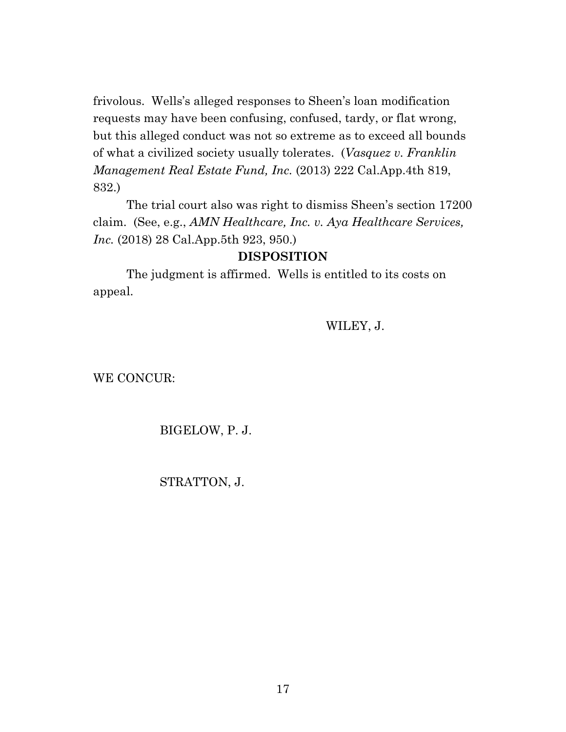frivolous. Wells's alleged responses to Sheen's loan modification requests may have been confusing, confused, tardy, or flat wrong, but this alleged conduct was not so extreme as to exceed all bounds of what a civilized society usually tolerates. (*Vasquez v. Franklin Management Real Estate Fund, Inc.* (2013) 222 Cal.App.4th 819, 832.)

The trial court also was right to dismiss Sheen's section 17200 claim. (See, e.g., *AMN Healthcare, Inc. v. Aya Healthcare Services, Inc.* (2018) 28 Cal.App.5th 923, 950.)

**DISPOSITION**

The judgment is affirmed. Wells is entitled to its costs on appeal.

WILEY, J.

WE CONCUR:

BIGELOW, P. J.

STRATTON, J.